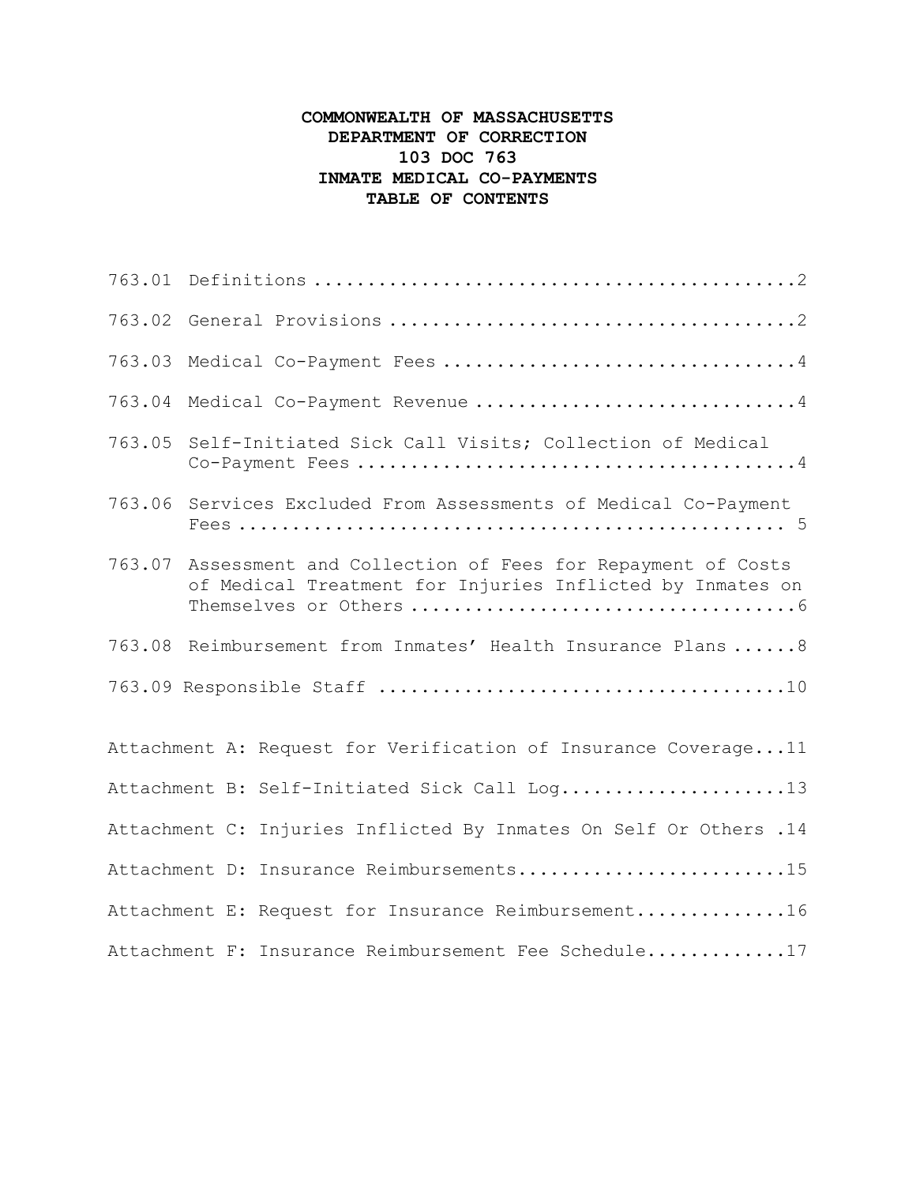# COMMONWEALTH OF MASSACHUSETTS
# DEPARTMENT OF CORRECTION
# 103 DOC 763
# INMATE MEDICAL CO-PAYMENTS
# TABLE OF CONTENTS

763.01 Definitions ....................................................2

763.02 General Provisions ............................................2

763.03 Medical Co-Payment Fees .......................................4

763.04 Medical Co-Payment Revenue ....................................4

763.05 Self-Initiated Sick Call Visits; Collection of Medical Co-Payment Fees ..........................................4

763.06 Services Excluded From Assessments of Medical Co-Payment Fees .................................................. 5

763.07 Assessment and Collection of Fees for Repayment of Costs of Medical Treatment for Injuries Inflicted by Inmates on Themselves or Others ...................................6

763.08 Reimbursement from Inmates' Health Insurance Plans ......8

763.09 Responsible Staff .....................................10

Attachment A: Request for Verification of Insurance Coverage...11

Attachment B: Self-Initiated Sick Call Log.....................13

Attachment C: Injuries Inflicted By Inmates On Self Or Others .14

Attachment D: Insurance Reimbursements.........................15

Attachment E: Request for Insurance Reimbursement..............16

Attachment F: Insurance Reimbursement Fee Schedule.............17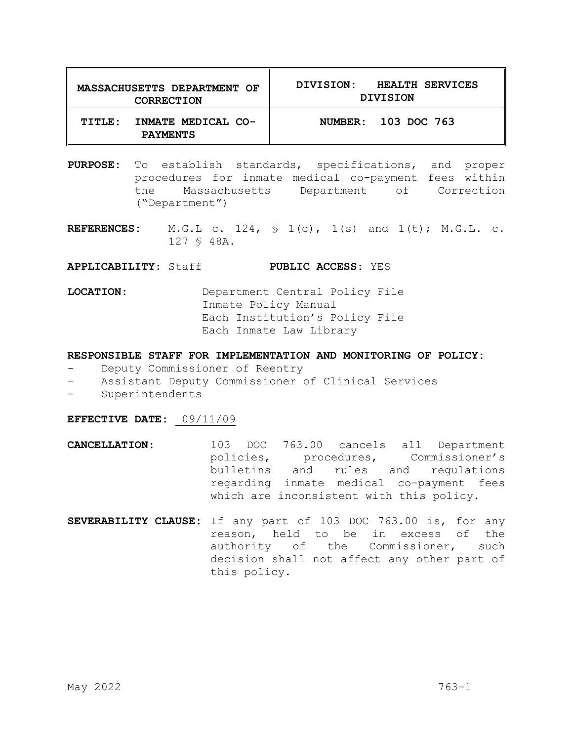| MASSACHUSETTS DEPARTMENT OF CORRECTION | DIVISION: HEALTH SERVICES DIVISION |
|---|---|
| TITLE: INMATE MEDICAL CO-PAYMENTS | NUMBER: 103 DOC 763 |

**PURPOSE:** To establish standards, specifications, and proper procedures for inmate medical co-payment fees within the Massachusetts Department of Correction ("Department")

**REFERENCES:** M.G.L c. 124, § 1(c), 1(s) and 1(t); M.G.L. c. 127 § 48A.

**APPLICABILITY:** Staff **PUBLIC ACCESS:** YES

**LOCATION:** Department Central Policy File
Inmate Policy Manual
Each Institution's Policy File
Each Inmate Law Library

**RESPONSIBLE STAFF FOR IMPLEMENTATION AND MONITORING OF POLICY:**

- Deputy Commissioner of Reentry
- Assistant Deputy Commissioner of Clinical Services
- Superintendents

**EFFECTIVE DATE:** 09/11/09

**CANCELLATION:** 103 DOC 763.00 cancels all Department policies, procedures, Commissioner's bulletins and rules and regulations regarding inmate medical co-payment fees which are inconsistent with this policy.

**SEVERABILITY CLAUSE:** If any part of 103 DOC 763.00 is, for any reason, held to be in excess of the authority of the Commissioner, such decision shall not affect any other part of this policy.

May 2022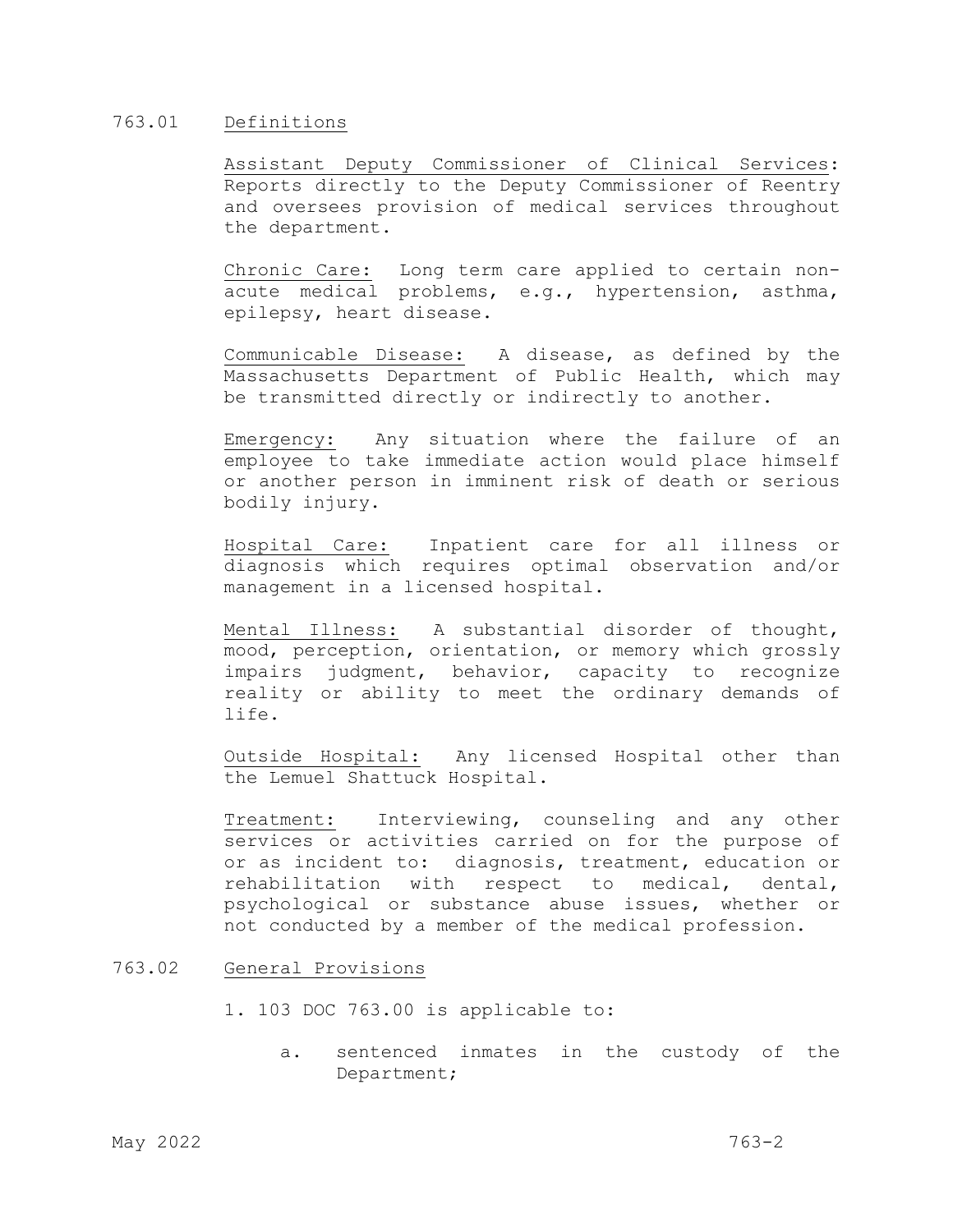## 763.01 Definitions

<u>Assistant Deputy Commissioner of Clinical Services</u>: Reports directly to the Deputy Commissioner of Reentry and oversees provision of medical services throughout the department.

<u>Chronic Care:</u> Long term care applied to certain non-acute medical problems, e.g., hypertension, asthma, epilepsy, heart disease.

<u>Communicable Disease:</u> A disease, as defined by the Massachusetts Department of Public Health, which may be transmitted directly or indirectly to another.

<u>Emergency:</u> Any situation where the failure of an employee to take immediate action would place himself or another person in imminent risk of death or serious bodily injury.

<u>Hospital Care:</u> Inpatient care for all illness or diagnosis which requires optimal observation and/or management in a licensed hospital.

<u>Mental Illness:</u> A substantial disorder of thought, mood, perception, orientation, or memory which grossly impairs judgment, behavior, capacity to recognize reality or ability to meet the ordinary demands of life.

<u>Outside Hospital:</u> Any licensed Hospital other than the Lemuel Shattuck Hospital.

<u>Treatment:</u> Interviewing, counseling and any other services or activities carried on for the purpose of or as incident to: diagnosis, treatment, education or rehabilitation with respect to medical, dental, psychological or substance abuse issues, whether or not conducted by a member of the medical profession.

## 763.02 General Provisions

1. 103 DOC 763.00 is applicable to:

   a. sentenced inmates in the custody of the Department;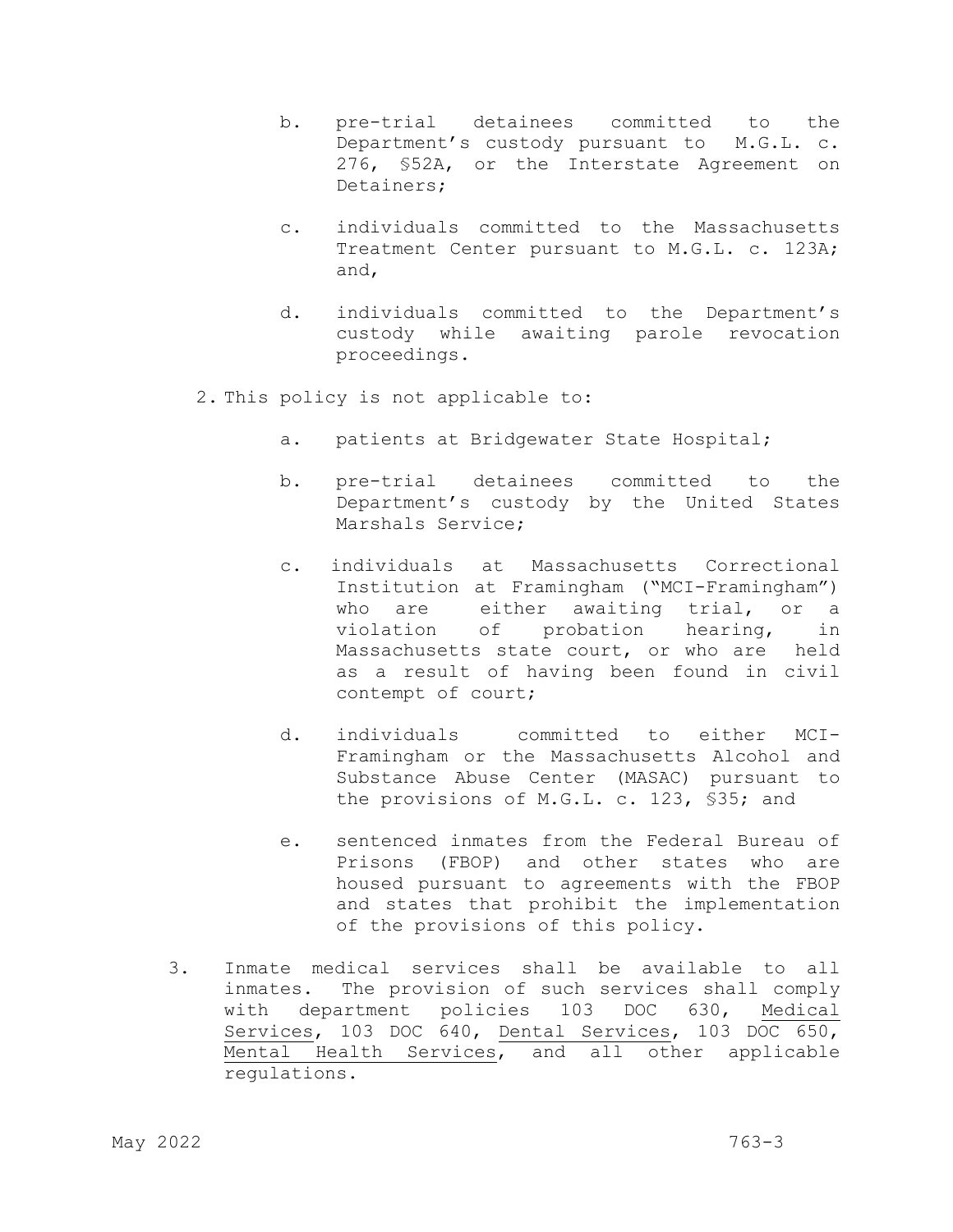b. pre-trial detainees committed to the Department's custody pursuant to M.G.L. c. 276, §52A, or the Interstate Agreement on Detainers;

c. individuals committed to the Massachusetts Treatment Center pursuant to M.G.L. c. 123A; and,

d. individuals committed to the Department's custody while awaiting parole revocation proceedings.

2. This policy is not applicable to:

   a. patients at Bridgewater State Hospital;

   b. pre-trial detainees committed to the Department's custody by the United States Marshals Service;

   c. individuals at Massachusetts Correctional Institution at Framingham ("MCI-Framingham") who are either awaiting trial, or a violation of probation hearing, in Massachusetts state court, or who are held as a result of having been found in civil contempt of court;

   d. individuals committed to either MCI-Framingham or the Massachusetts Alcohol and Substance Abuse Center (MASAC) pursuant to the provisions of M.G.L. c. 123, §35; and

   e. sentenced inmates from the Federal Bureau of Prisons (FBOP) and other states who are housed pursuant to agreements with the FBOP and states that prohibit the implementation of the provisions of this policy.

3. Inmate medical services shall be available to all inmates. The provision of such services shall comply with department policies 103 DOC 630, <u>Medical Services</u>, 103 DOC 640, <u>Dental Services</u>, 103 DOC 650, <u>Mental Health Services</u>, and all other applicable regulations.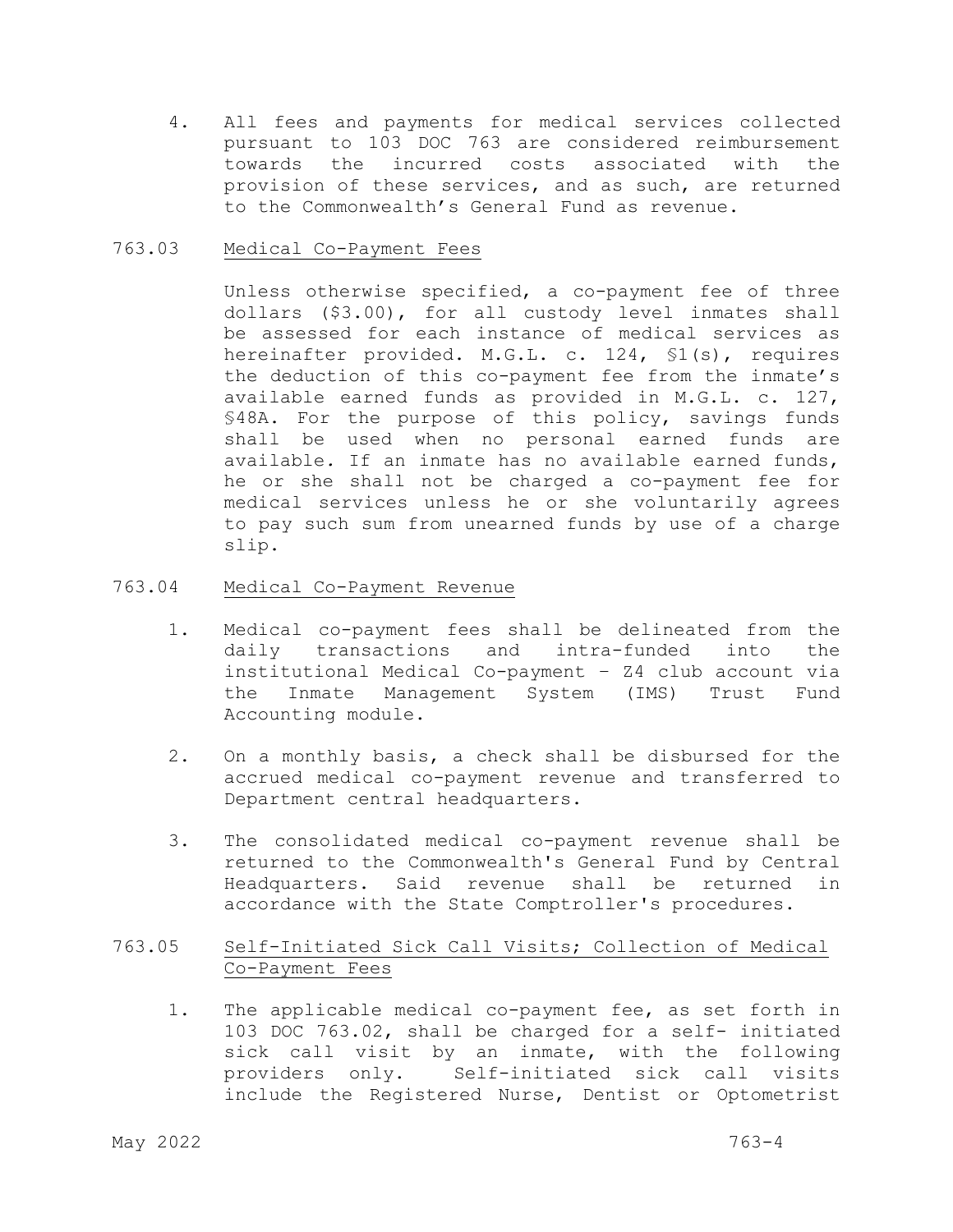4. All fees and payments for medical services collected pursuant to 103 DOC 763 are considered reimbursement towards the incurred costs associated with the provision of these services, and as such, are returned to the Commonwealth's General Fund as revenue.

## 763.03 Medical Co-Payment Fees

Unless otherwise specified, a co-payment fee of three dollars ($3.00), for all custody level inmates shall be assessed for each instance of medical services as hereinafter provided. M.G.L. c. 124, §1(s), requires the deduction of this co-payment fee from the inmate's available earned funds as provided in M.G.L. c. 127, §48A. For the purpose of this policy, savings funds shall be used when no personal earned funds are available. If an inmate has no available earned funds, he or she shall not be charged a co-payment fee for medical services unless he or she voluntarily agrees to pay such sum from unearned funds by use of a charge slip.

## 763.04 Medical Co-Payment Revenue

1. Medical co-payment fees shall be delineated from the daily transactions and intra-funded into the institutional Medical Co-payment – Z4 club account via the Inmate Management System (IMS) Trust Fund Accounting module.

2. On a monthly basis, a check shall be disbursed for the accrued medical co-payment revenue and transferred to Department central headquarters.

3. The consolidated medical co-payment revenue shall be returned to the Commonwealth's General Fund by Central Headquarters. Said revenue shall be returned in accordance with the State Comptroller's procedures.

## 763.05 Self-Initiated Sick Call Visits; Collection of Medical Co-Payment Fees

1. The applicable medical co-payment fee, as set forth in 103 DOC 763.02, shall be charged for a self- initiated sick call visit by an inmate, with the following providers only. Self-initiated sick call visits include the Registered Nurse, Dentist or Optometrist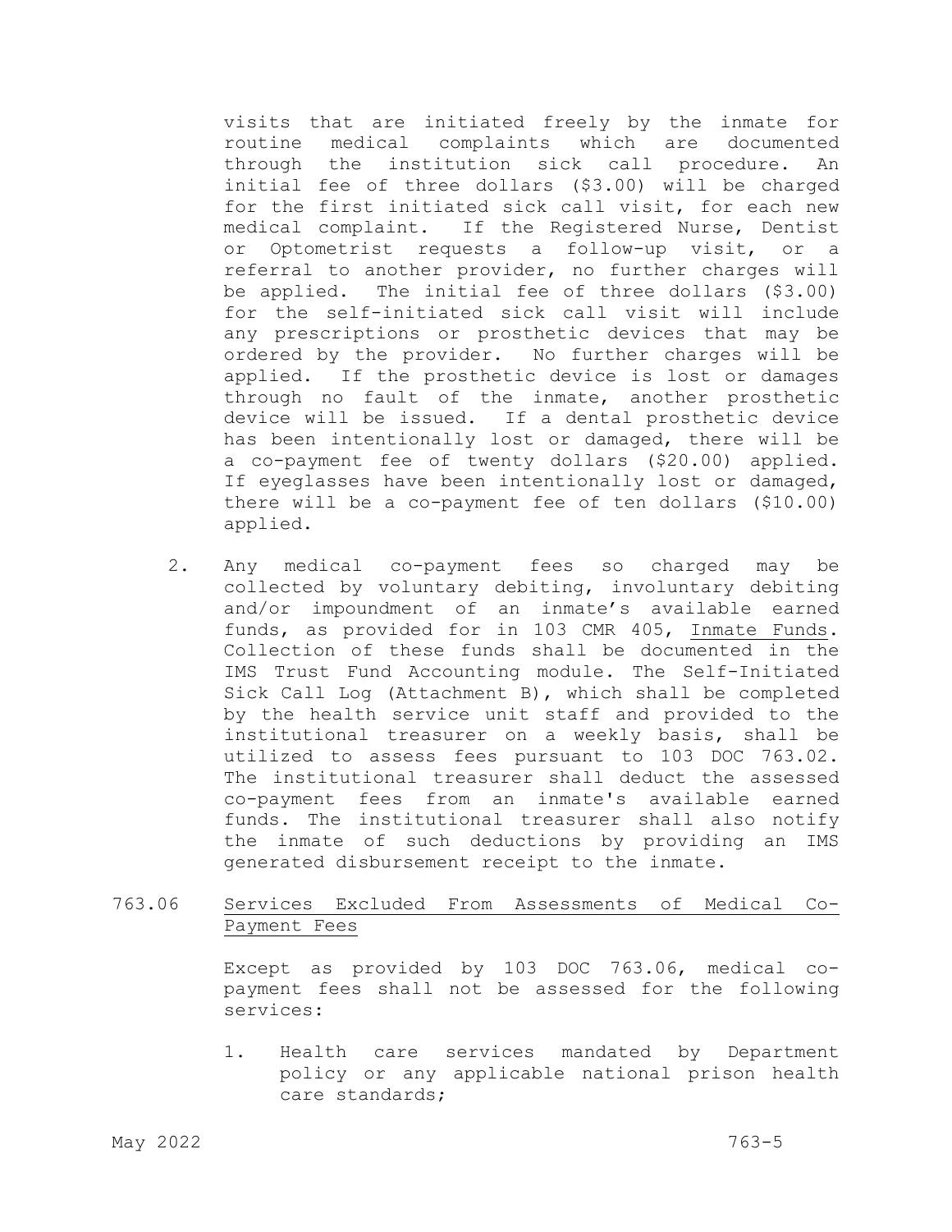visits that are initiated freely by the inmate for routine medical complaints which are documented through the institution sick call procedure. An initial fee of three dollars ($3.00) will be charged for the first initiated sick call visit, for each new medical complaint. If the Registered Nurse, Dentist or Optometrist requests a follow-up visit, or a referral to another provider, no further charges will be applied. The initial fee of three dollars ($3.00) for the self-initiated sick call visit will include any prescriptions or prosthetic devices that may be ordered by the provider. No further charges will be applied. If the prosthetic device is lost or damages through no fault of the inmate, another prosthetic device will be issued. If a dental prosthetic device has been intentionally lost or damaged, there will be a co-payment fee of twenty dollars ($20.00) applied. If eyeglasses have been intentionally lost or damaged, there will be a co-payment fee of ten dollars ($10.00) applied.

2. Any medical co-payment fees so charged may be collected by voluntary debiting, involuntary debiting and/or impoundment of an inmate's available earned funds, as provided for in 103 CMR 405, <u>Inmate Funds</u>. Collection of these funds shall be documented in the IMS Trust Fund Accounting module. The Self-Initiated Sick Call Log (Attachment B), which shall be completed by the health service unit staff and provided to the institutional treasurer on a weekly basis, shall be utilized to assess fees pursuant to 103 DOC 763.02. The institutional treasurer shall deduct the assessed co-payment fees from an inmate's available earned funds. The institutional treasurer shall also notify the inmate of such deductions by providing an IMS generated disbursement receipt to the inmate.

763.06 <u>Services Excluded From Assessments of Medical Co-Payment Fees</u>

Except as provided by 103 DOC 763.06, medical co-payment fees shall not be assessed for the following services:

1. Health care services mandated by Department policy or any applicable national prison health care standards;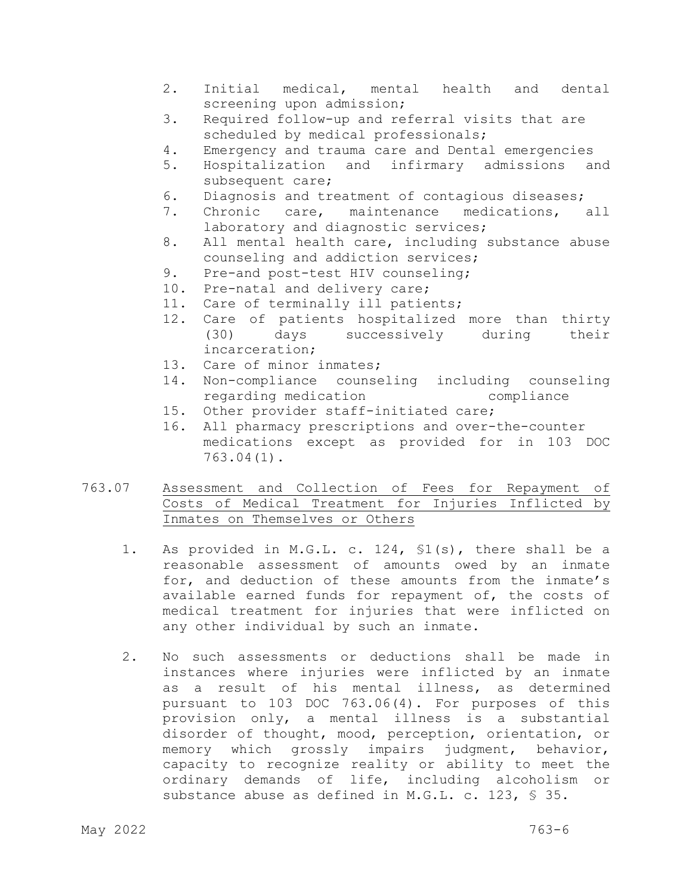2. Initial medical, mental health and dental screening upon admission;
3. Required follow-up and referral visits that are scheduled by medical professionals;
4. Emergency and trauma care and Dental emergencies
5. Hospitalization and infirmary admissions and subsequent care;
6. Diagnosis and treatment of contagious diseases;
7. Chronic care, maintenance medications, all laboratory and diagnostic services;
8. All mental health care, including substance abuse counseling and addiction services;
9. Pre-and post-test HIV counseling;
10. Pre-natal and delivery care;
11. Care of terminally ill patients;
12. Care of patients hospitalized more than thirty (30) days successively during their incarceration;
13. Care of minor inmates;
14. Non-compliance counseling including counseling regarding medication compliance
15. Other provider staff-initiated care;
16. All pharmacy prescriptions and over-the-counter medications except as provided for in 103 DOC 763.04(1).

763.07 Assessment and Collection of Fees for Repayment of Costs of Medical Treatment for Injuries Inflicted by Inmates on Themselves or Others

1. As provided in M.G.L. c. 124, §1(s), there shall be a reasonable assessment of amounts owed by an inmate for, and deduction of these amounts from the inmate's available earned funds for repayment of, the costs of medical treatment for injuries that were inflicted on any other individual by such an inmate.

2. No such assessments or deductions shall be made in instances where injuries were inflicted by an inmate as a result of his mental illness, as determined pursuant to 103 DOC 763.06(4). For purposes of this provision only, a mental illness is a substantial disorder of thought, mood, perception, orientation, or memory which grossly impairs judgment, behavior, capacity to recognize reality or ability to meet the ordinary demands of life, including alcoholism or substance abuse as defined in M.G.L. c. 123, § 35.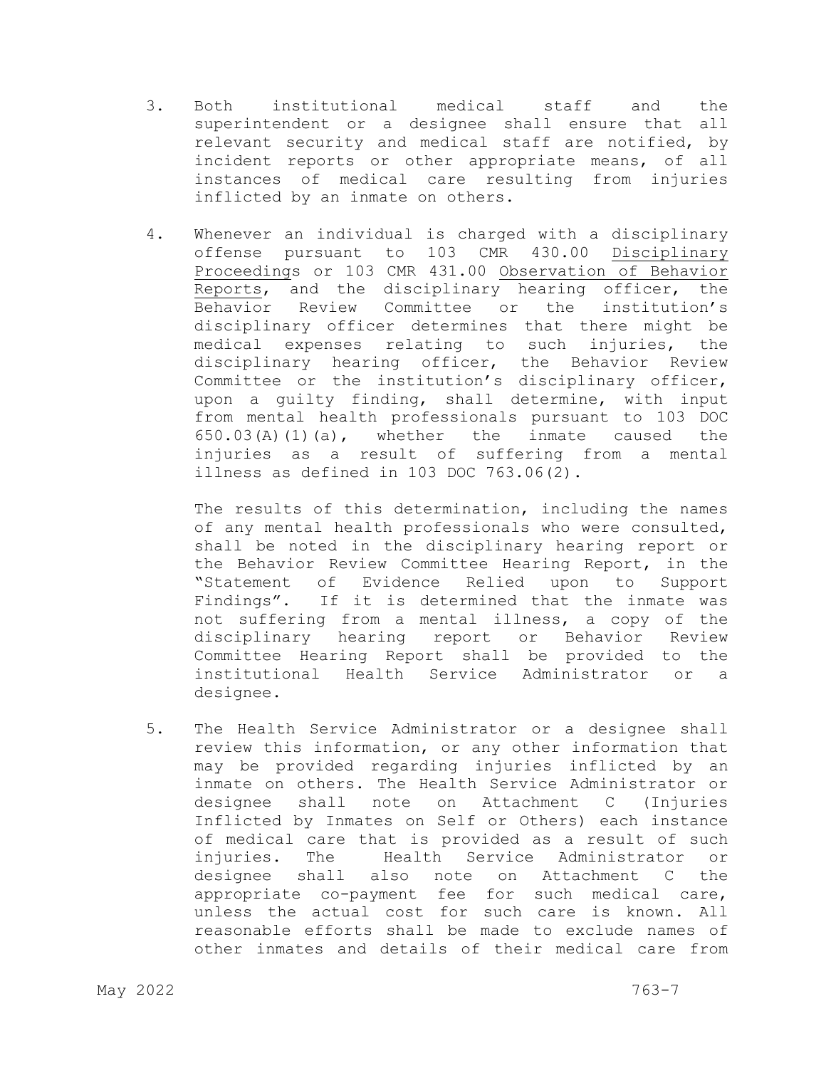3. Both institutional medical staff and the superintendent or a designee shall ensure that all relevant security and medical staff are notified, by incident reports or other appropriate means, of all instances of medical care resulting from injuries inflicted by an inmate on others.

4. Whenever an individual is charged with a disciplinary offense pursuant to 103 CMR 430.00 Disciplinary Proceedings or 103 CMR 431.00 Observation of Behavior Reports, and the disciplinary hearing officer, the Behavior Review Committee or the institution's disciplinary officer determines that there might be medical expenses relating to such injuries, the disciplinary hearing officer, the Behavior Review Committee or the institution's disciplinary officer, upon a guilty finding, shall determine, with input from mental health professionals pursuant to 103 DOC 650.03(A)(1)(a), whether the inmate caused the injuries as a result of suffering from a mental illness as defined in 103 DOC 763.06(2).

   The results of this determination, including the names of any mental health professionals who were consulted, shall be noted in the disciplinary hearing report or the Behavior Review Committee Hearing Report, in the "Statement of Evidence Relied upon to Support Findings". If it is determined that the inmate was not suffering from a mental illness, a copy of the disciplinary hearing report or Behavior Review Committee Hearing Report shall be provided to the institutional Health Service Administrator or a designee.

5. The Health Service Administrator or a designee shall review this information, or any other information that may be provided regarding injuries inflicted by an inmate on others. The Health Service Administrator or designee shall note on Attachment C (Injuries Inflicted by Inmates on Self or Others) each instance of medical care that is provided as a result of such injuries. The Health Service Administrator or designee shall also note on Attachment C the appropriate co-payment fee for such medical care, unless the actual cost for such care is known. All reasonable efforts shall be made to exclude names of other inmates and details of their medical care from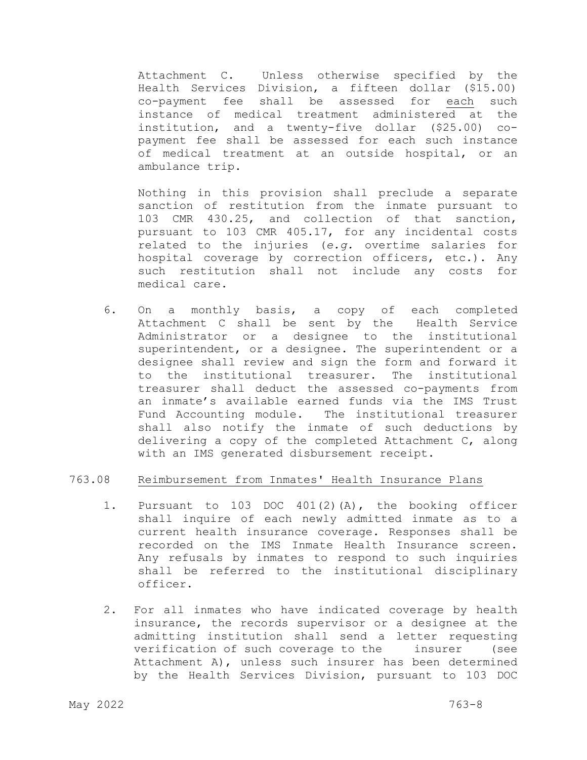Attachment C. Unless otherwise specified by the Health Services Division, a fifteen dollar ($15.00) co-payment fee shall be assessed for each such instance of medical treatment administered at the institution, and a twenty-five dollar ($25.00) co-payment fee shall be assessed for each such instance of medical treatment at an outside hospital, or an ambulance trip.

Nothing in this provision shall preclude a separate sanction of restitution from the inmate pursuant to 103 CMR 430.25, and collection of that sanction, pursuant to 103 CMR 405.17, for any incidental costs related to the injuries (*e.g.* overtime salaries for hospital coverage by correction officers, etc.). Any such restitution shall not include any costs for medical care.

6. On a monthly basis, a copy of each completed Attachment C shall be sent by the Health Service Administrator or a designee to the institutional superintendent, or a designee. The superintendent or a designee shall review and sign the form and forward it to the institutional treasurer. The institutional treasurer shall deduct the assessed co-payments from an inmate's available earned funds via the IMS Trust Fund Accounting module. The institutional treasurer shall also notify the inmate of such deductions by delivering a copy of the completed Attachment C, along with an IMS generated disbursement receipt.

## 763.08 Reimbursement from Inmates' Health Insurance Plans

1. Pursuant to 103 DOC 401(2)(A), the booking officer shall inquire of each newly admitted inmate as to a current health insurance coverage. Responses shall be recorded on the IMS Inmate Health Insurance screen. Any refusals by inmates to respond to such inquiries shall be referred to the institutional disciplinary officer.

2. For all inmates who have indicated coverage by health insurance, the records supervisor or a designee at the admitting institution shall send a letter requesting verification of such coverage to the insurer (see Attachment A), unless such insurer has been determined by the Health Services Division, pursuant to 103 DOC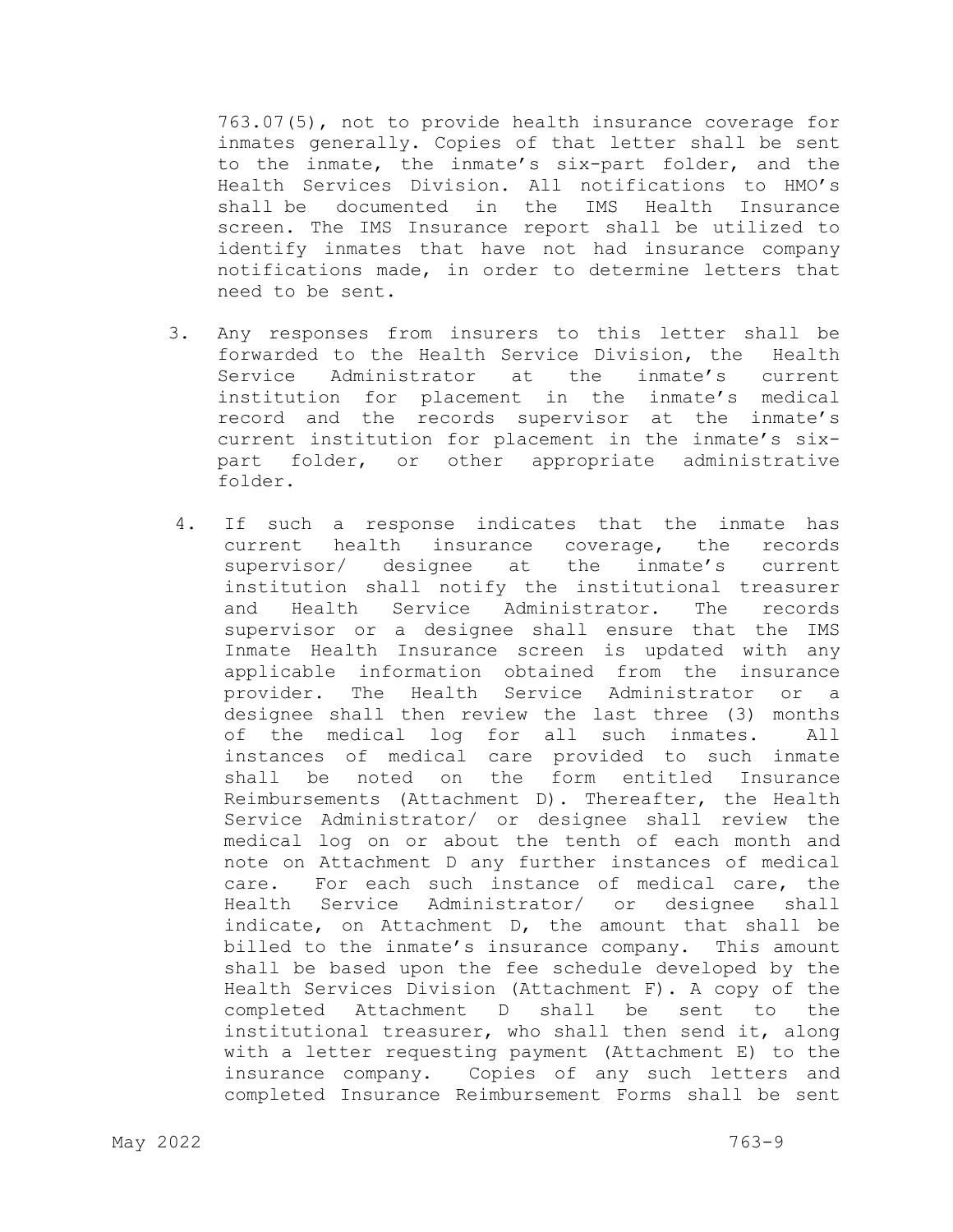763.07(5), not to provide health insurance coverage for inmates generally. Copies of that letter shall be sent to the inmate, the inmate's six-part folder, and the Health Services Division. All notifications to HMO's shall be documented in the IMS Health Insurance screen. The IMS Insurance report shall be utilized to identify inmates that have not had insurance company notifications made, in order to determine letters that need to be sent.

3. Any responses from insurers to this letter shall be forwarded to the Health Service Division, the Health Service Administrator at the inmate's current institution for placement in the inmate's medical record and the records supervisor at the inmate's current institution for placement in the inmate's six-part folder, or other appropriate administrative folder.

4. If such a response indicates that the inmate has current health insurance coverage, the records supervisor/ designee at the inmate's current institution shall notify the institutional treasurer and Health Service Administrator. The records supervisor or a designee shall ensure that the IMS Inmate Health Insurance screen is updated with any applicable information obtained from the insurance provider. The Health Service Administrator or a designee shall then review the last three (3) months of the medical log for all such inmates. All instances of medical care provided to such inmate shall be noted on the form entitled Insurance Reimbursements (Attachment D). Thereafter, the Health Service Administrator/ or designee shall review the medical log on or about the tenth of each month and note on Attachment D any further instances of medical care. For each such instance of medical care, the Health Service Administrator/ or designee shall indicate, on Attachment D, the amount that shall be billed to the inmate's insurance company. This amount shall be based upon the fee schedule developed by the Health Services Division (Attachment F). A copy of the completed Attachment D shall be sent to the institutional treasurer, who shall then send it, along with a letter requesting payment (Attachment E) to the insurance company. Copies of any such letters and completed Insurance Reimbursement Forms shall be sent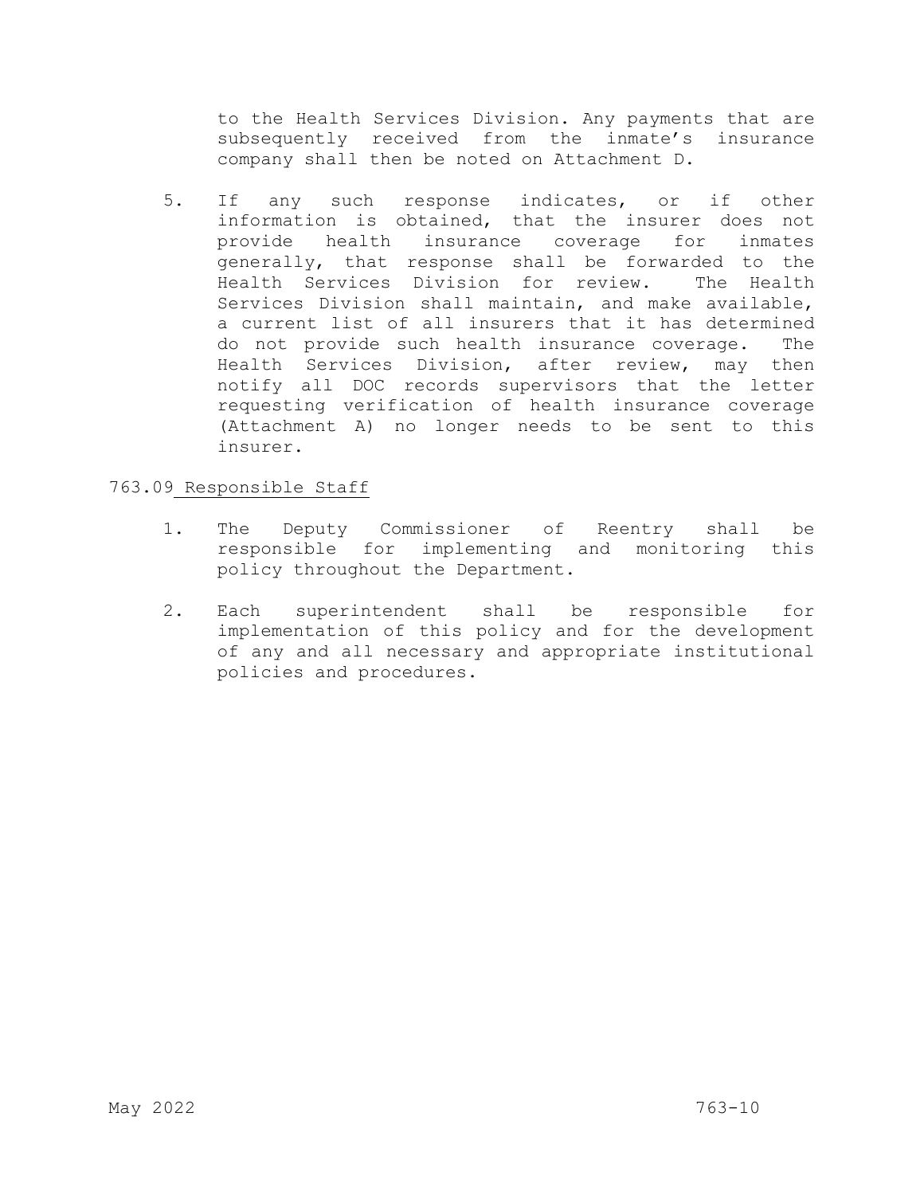to the Health Services Division. Any payments that are subsequently received from the inmate's insurance company shall then be noted on Attachment D.

5. If any such response indicates, or if other information is obtained, that the insurer does not provide health insurance coverage for inmates generally, that response shall be forwarded to the Health Services Division for review. The Health Services Division shall maintain, and make available, a current list of all insurers that it has determined do not provide such health insurance coverage. The Health Services Division, after review, may then notify all DOC records supervisors that the letter requesting verification of health insurance coverage (Attachment A) no longer needs to be sent to this insurer.

## 763.09 Responsible Staff

1. The Deputy Commissioner of Reentry shall be responsible for implementing and monitoring this policy throughout the Department.

2. Each superintendent shall be responsible for implementation of this policy and for the development of any and all necessary and appropriate institutional policies and procedures.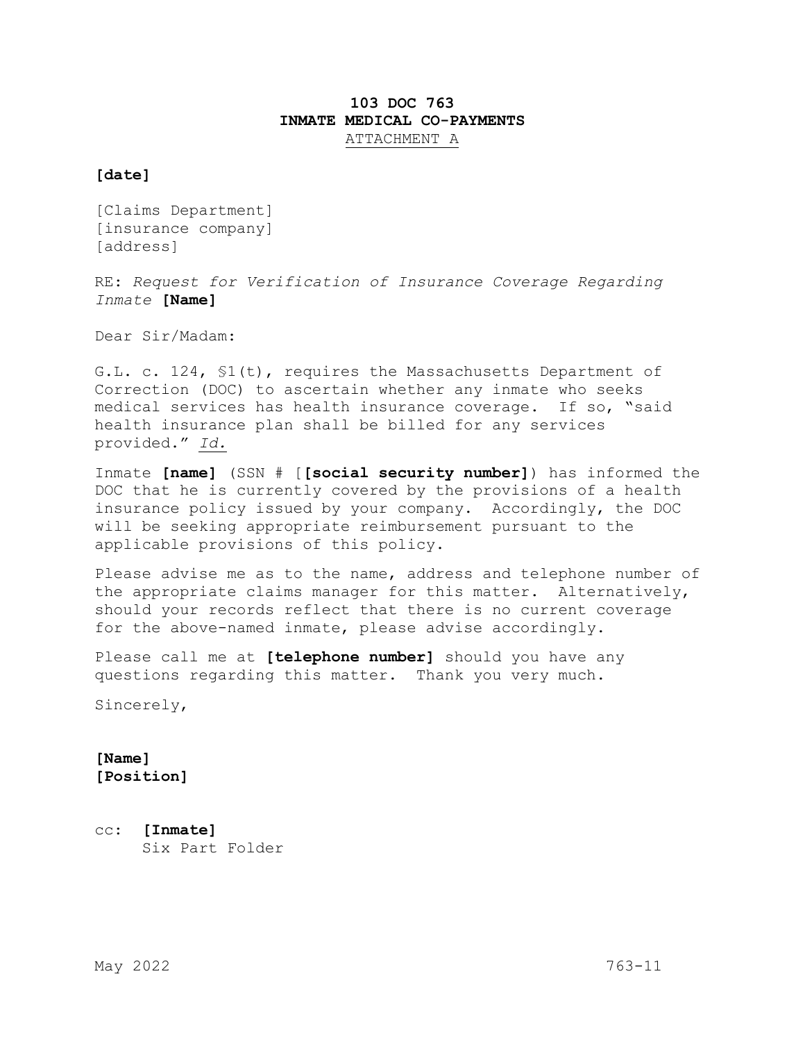# 103 DOC 763
# INMATE MEDICAL CO-PAYMENTS
ATTACHMENT A

**[date]**

[Claims Department]
[insurance company]
[address]

RE: *Request for Verification of Insurance Coverage Regarding Inmate* **[Name]**

Dear Sir/Madam:

G.L. c. 124, §1(t), requires the Massachusetts Department of Correction (DOC) to ascertain whether any inmate who seeks medical services has health insurance coverage. If so, "said health insurance plan shall be billed for any services provided." *Id.*

Inmate **[name]** (SSN # [**[social security number]**) has informed the DOC that he is currently covered by the provisions of a health insurance policy issued by your company. Accordingly, the DOC will be seeking appropriate reimbursement pursuant to the applicable provisions of this policy.

Please advise me as to the name, address and telephone number of the appropriate claims manager for this matter. Alternatively, should your records reflect that there is no current coverage for the above-named inmate, please advise accordingly.

Please call me at **[telephone number]** should you have any questions regarding this matter. Thank you very much.

Sincerely,

**[Name]**
**[Position]**

cc: **[Inmate]**
Six Part Folder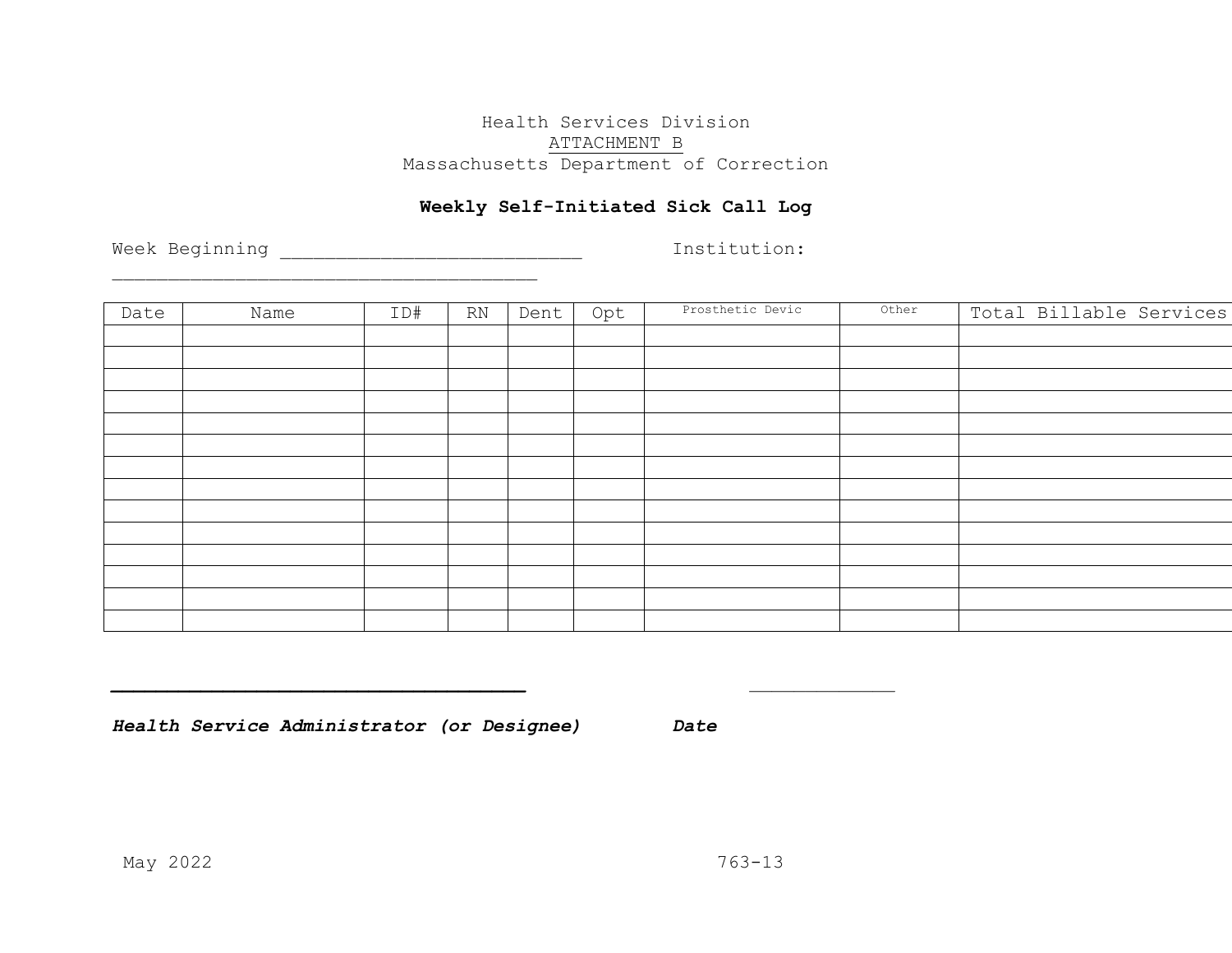Health Services Division
ATTACHMENT B
Massachusetts Department of Correction

**Weekly Self-Initiated Sick Call Log**

Week Beginning ___________________________ Institution: ______________________________________

| Date | Name | ID# | RN | Dent | Opt | Prosthetic Devic | Other | Total Billable Services |
|---|---|---|---|---|---|---|---|---|
| | | | | | | | | |
| | | | | | | | | |
| | | | | | | | | |
| | | | | | | | | |
| | | | | | | | | |
| | | | | | | | | |
| | | | | | | | | |
| | | | | | | | | |
| | | | | | | | | |
| | | | | | | | | |
| | | | | | | | | |
| | | | | | | | | |
| | | | | | | | | |
| | | | | | | | | |

_____________________________________ _____________

***Health Service Administrator (or Designee)*** ***Date***

May 2022 763-13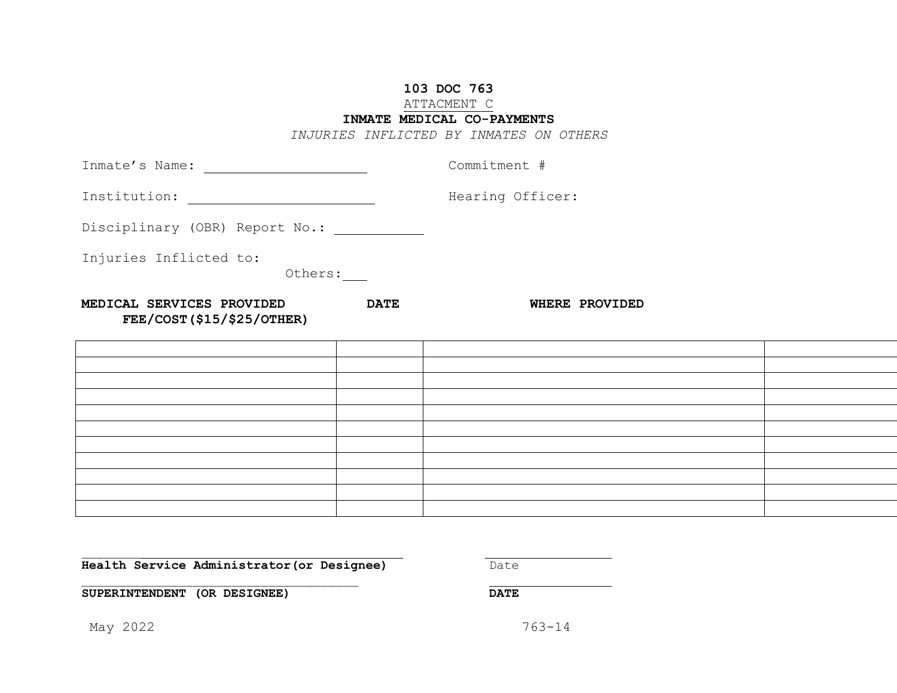**103 DOC 763**

ATTACMENT C

**INMATE MEDICAL CO-PAYMENTS**

*INJURIES INFLICTED BY INMATES ON OTHERS*

Inmate's Name: ____________________ Commitment #

Institution: ____________________ Hearing Officer:

Disciplinary (OBR) Report No.: __________

Injuries Inflicted to:

Others:___

| MEDICAL SERVICES PROVIDED | DATE | WHERE PROVIDED | FEE/COST($15/$25/OTHER) |
|---|---|---|---|
| | | | |
| | | | |
| | | | |
| | | | |
| | | | |
| | | | |
| | | | |
| | | | |
| | | | |
| | | | |
| | | | |

________________________________________ ________________

**Health Service Administrator(or Designee)** Date

________________________________________ ________________

**SUPERINTENDENT (OR DESIGNEE)** **DATE**

May 2022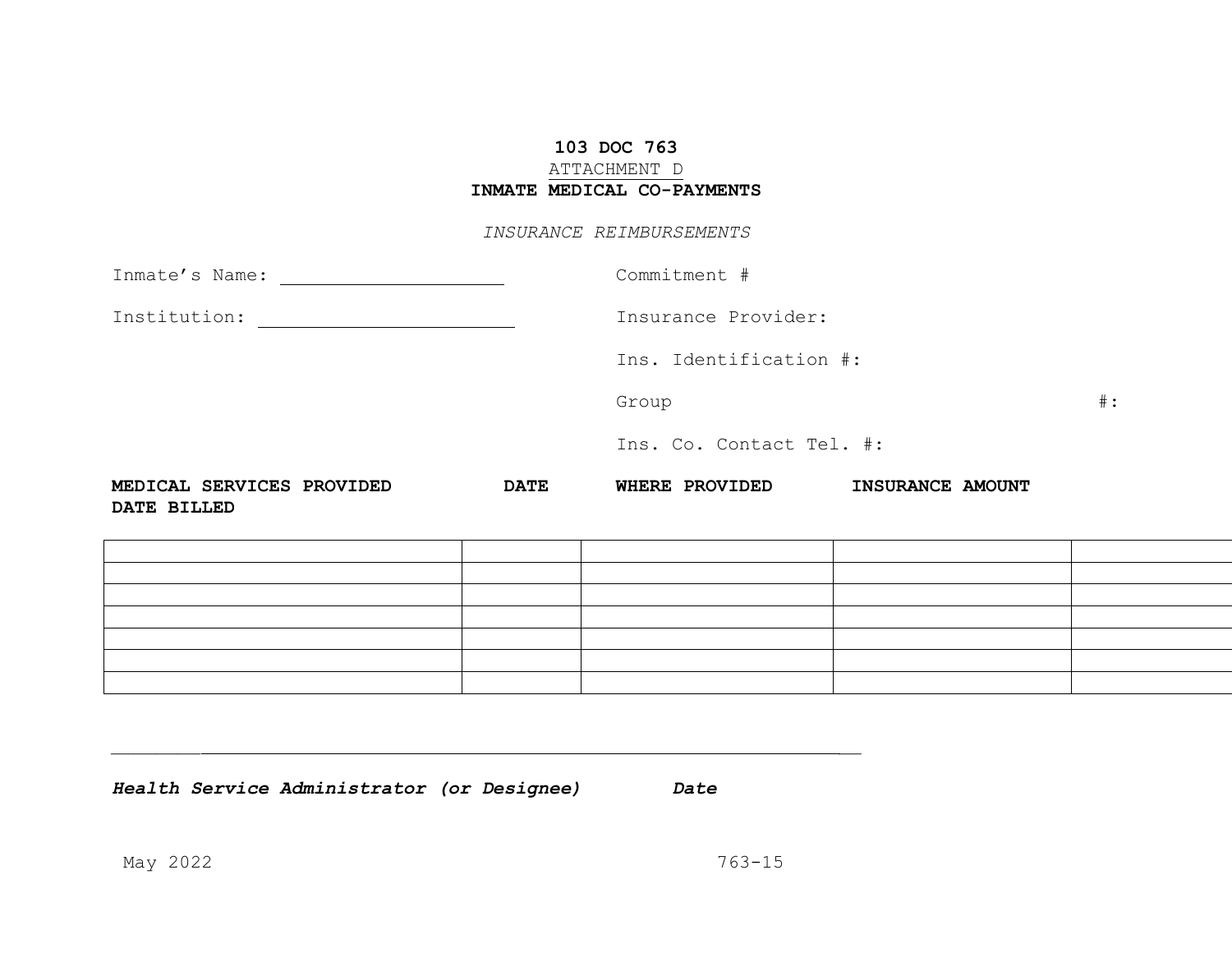**103 DOC 763**

ATTACHMENT D

**INMATE MEDICAL CO-PAYMENTS**

*INSURANCE REIMBURSEMENTS*

Inmate's Name: ____________________ Commitment #

Institution: ____________________ Insurance Provider:

Ins. Identification #:

Group #:

Ins. Co. Contact Tel. #:

| **MEDICAL SERVICES PROVIDED** | **DATE** | **WHERE PROVIDED** | **INSURANCE AMOUNT** | **DATE BILLED** |
|---|---|---|---|---|
| | | | | |
| | | | | |
| | | | | |
| | | | | |
| | | | | |
| | | | | |
| | | | | |

_______________________________________________

***Health Service Administrator (or Designee)*** ***Date***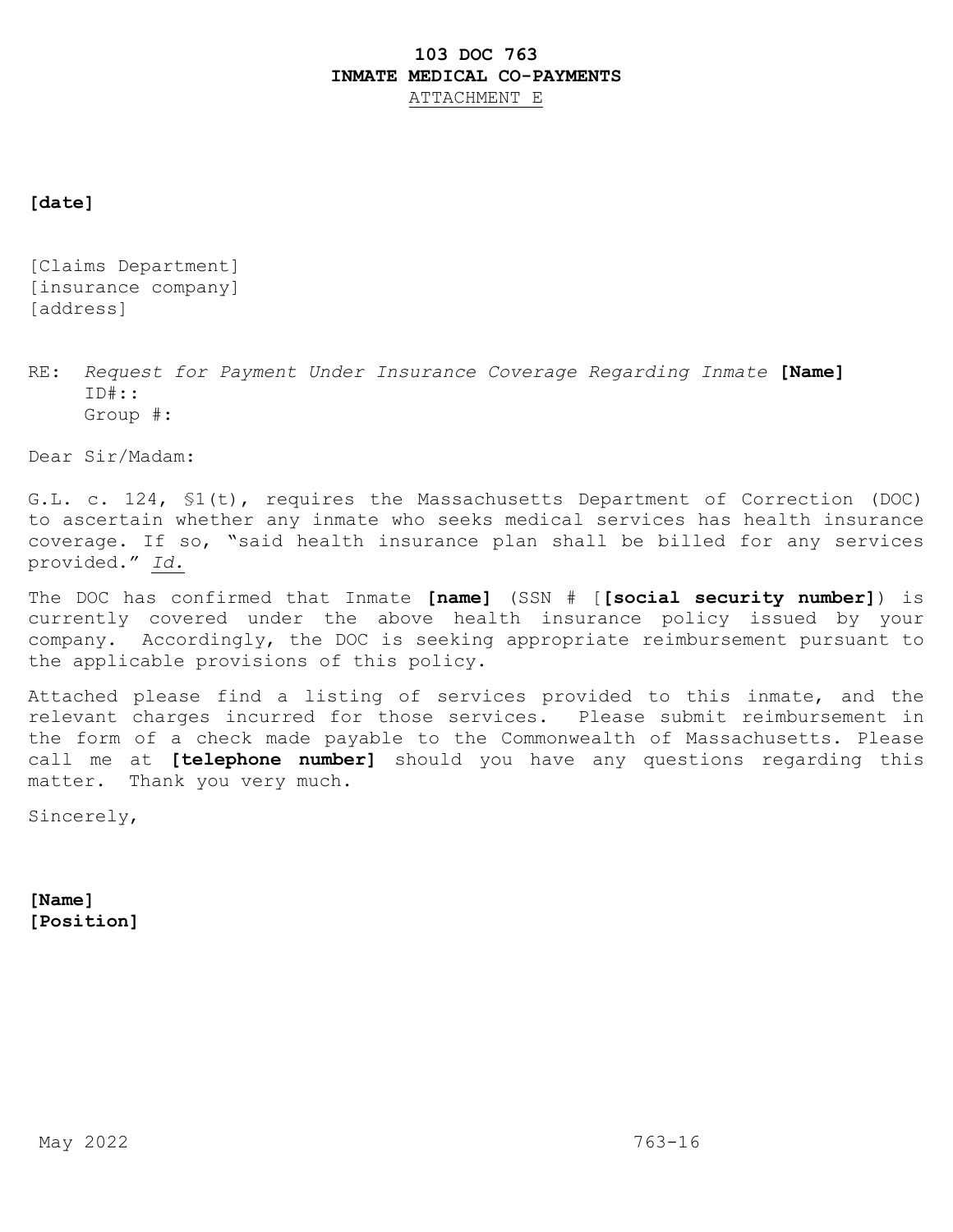**103 DOC 763**
**INMATE MEDICAL CO-PAYMENTS**
ATTACHMENT E

**[date]**

[Claims Department]
[insurance company]
[address]

RE: *Request for Payment Under Insurance Coverage Regarding Inmate* **[Name]**
ID#::
Group #:

Dear Sir/Madam:

G.L. c. 124, §1(t), requires the Massachusetts Department of Correction (DOC) to ascertain whether any inmate who seeks medical services has health insurance coverage. If so, "said health insurance plan shall be billed for any services provided." *Id.*

The DOC has confirmed that Inmate **[name]** (SSN # [**[social security number]**) is currently covered under the above health insurance policy issued by your company. Accordingly, the DOC is seeking appropriate reimbursement pursuant to the applicable provisions of this policy.

Attached please find a listing of services provided to this inmate, and the relevant charges incurred for those services. Please submit reimbursement in the form of a check made payable to the Commonwealth of Massachusetts. Please call me at **[telephone number]** should you have any questions regarding this matter. Thank you very much.

Sincerely,

**[Name]**
**[Position]**

May 2022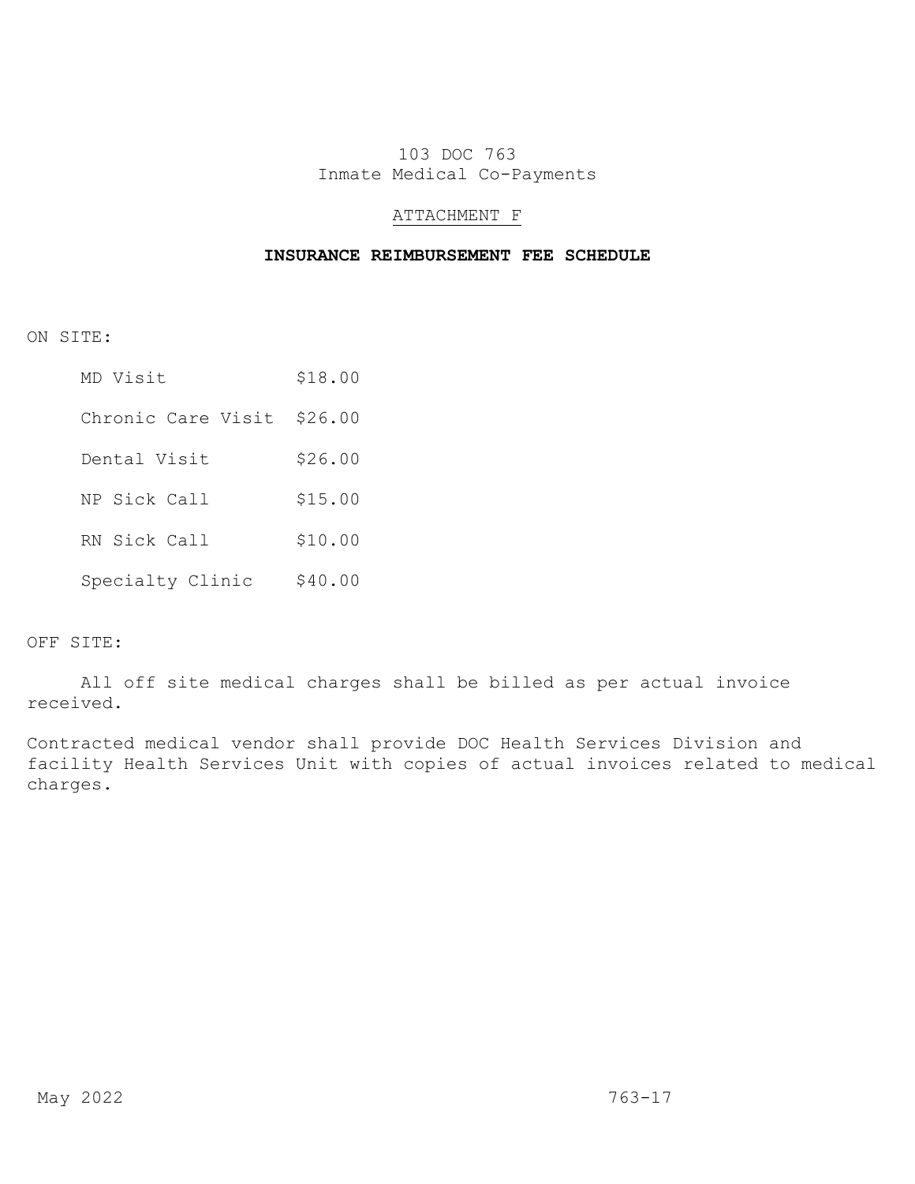103 DOC 763
Inmate Medical Co-Payments

ATTACHMENT F

**INSURANCE REIMBURSEMENT FEE SCHEDULE**

ON SITE:

| | |
|---|---|
| MD Visit | $18.00 |
| Chronic Care Visit | $26.00 |
| Dental Visit | $26.00 |
| NP Sick Call | $15.00 |
| RN Sick Call | $10.00 |
| Specialty Clinic | $40.00 |

OFF SITE:

All off site medical charges shall be billed as per actual invoice received.

Contracted medical vendor shall provide DOC Health Services Division and facility Health Services Unit with copies of actual invoices related to medical charges.